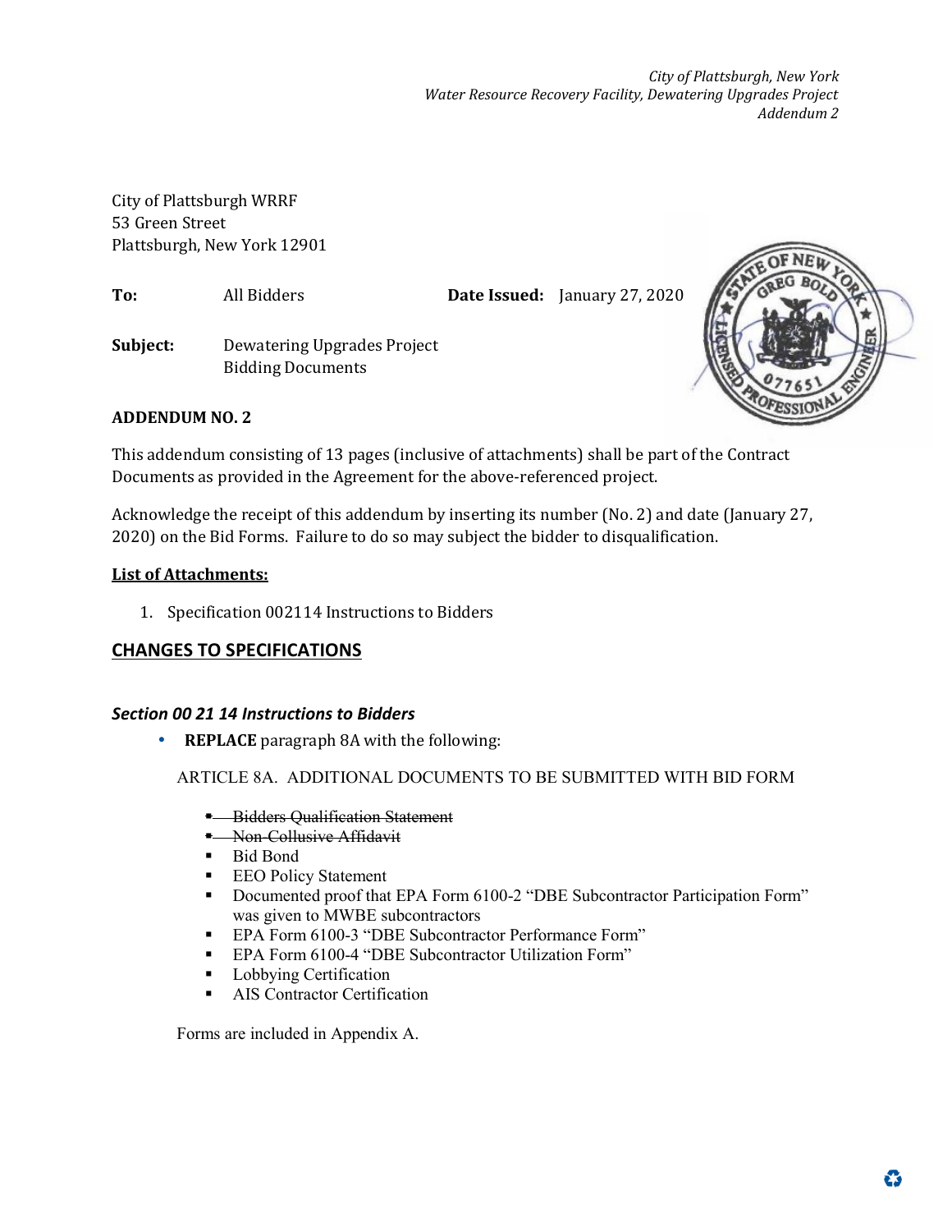City of Plattsburgh WRRF
53 Green Street
Plattsburgh, New York 12901

**To:** All Bidders **Date Issued:** January 27, 2020

**Subject:** Dewatering Upgrades Project Bidding Documents

## ADDENDUM NO. 2

This addendum consisting of 13 pages (inclusive of attachments) shall be part of the Contract Documents as provided in the Agreement for the above-referenced project.

Acknowledge the receipt of this addendum by inserting its number (No. 2) and date (January 27, 2020) on the Bid Forms. Failure to do so may subject the bidder to disqualification.

**List of Attachments:**

1. Specification 002114 Instructions to Bidders

## CHANGES TO SPECIFICATIONS

### *Section 00 21 14 Instructions to Bidders*

- **REPLACE** paragraph 8A with the following:

  ARTICLE 8A. ADDITIONAL DOCUMENTS TO BE SUBMITTED WITH BID FORM

  - ~~Bidders Qualification Statement~~
  - ~~Non-Collusive Affidavit~~
  - Bid Bond
  - EEO Policy Statement
  - Documented proof that EPA Form 6100-2 "DBE Subcontractor Participation Form" was given to MWBE subcontractors
  - EPA Form 6100-3 "DBE Subcontractor Performance Form"
  - EPA Form 6100-4 "DBE Subcontractor Utilization Form"
  - Lobbying Certification
  - AIS Contractor Certification

  Forms are included in Appendix A.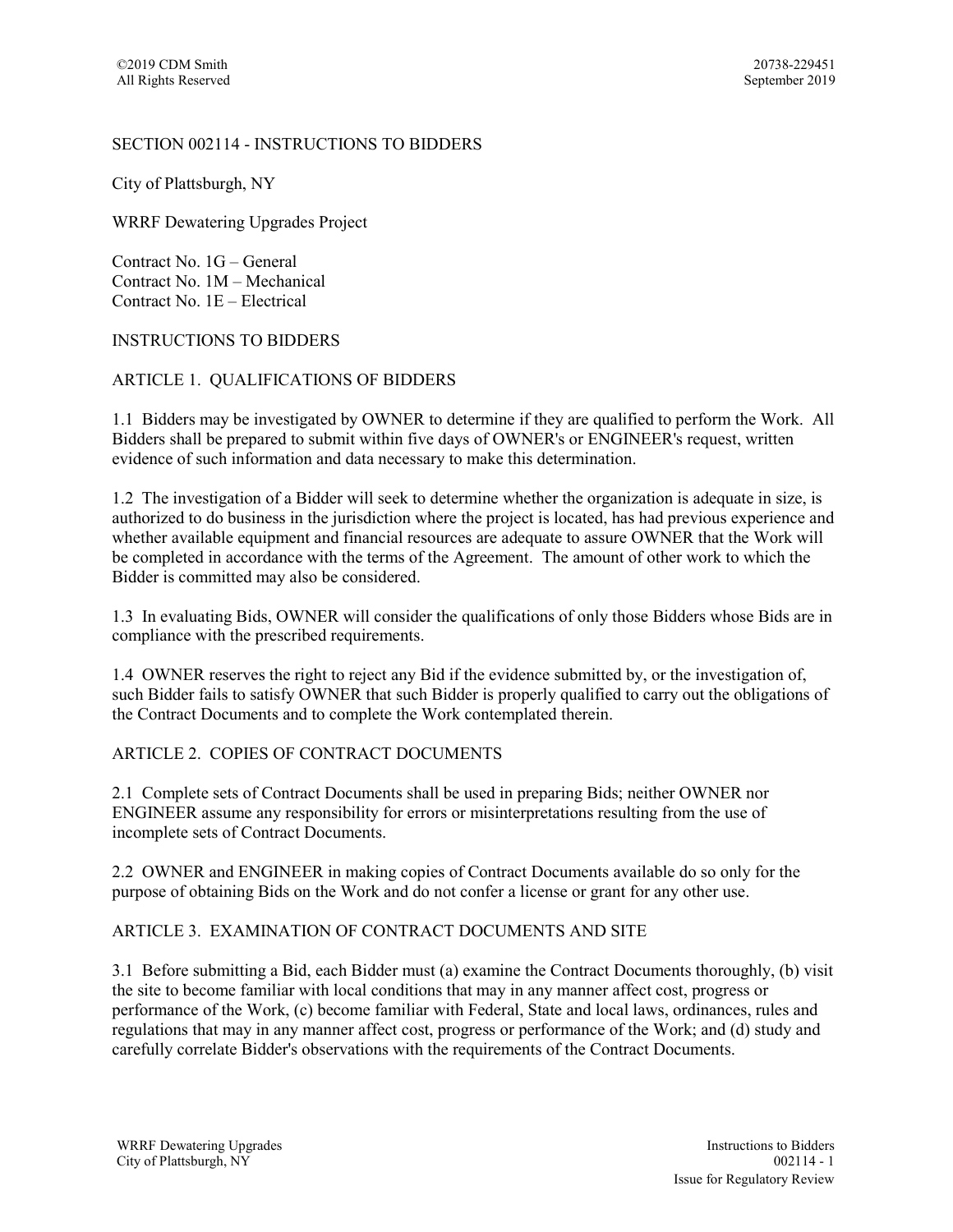# SECTION 002114 - INSTRUCTIONS TO BIDDERS

City of Plattsburgh, NY

WRRF Dewatering Upgrades Project

Contract No. 1G – General
Contract No. 1M – Mechanical
Contract No. 1E – Electrical

## INSTRUCTIONS TO BIDDERS

### ARTICLE 1. QUALIFICATIONS OF BIDDERS

1.1 Bidders may be investigated by OWNER to determine if they are qualified to perform the Work. All Bidders shall be prepared to submit within five days of OWNER's or ENGINEER's request, written evidence of such information and data necessary to make this determination.

1.2 The investigation of a Bidder will seek to determine whether the organization is adequate in size, is authorized to do business in the jurisdiction where the project is located, has had previous experience and whether available equipment and financial resources are adequate to assure OWNER that the Work will be completed in accordance with the terms of the Agreement. The amount of other work to which the Bidder is committed may also be considered.

1.3 In evaluating Bids, OWNER will consider the qualifications of only those Bidders whose Bids are in compliance with the prescribed requirements.

1.4 OWNER reserves the right to reject any Bid if the evidence submitted by, or the investigation of, such Bidder fails to satisfy OWNER that such Bidder is properly qualified to carry out the obligations of the Contract Documents and to complete the Work contemplated therein.

### ARTICLE 2. COPIES OF CONTRACT DOCUMENTS

2.1 Complete sets of Contract Documents shall be used in preparing Bids; neither OWNER nor ENGINEER assume any responsibility for errors or misinterpretations resulting from the use of incomplete sets of Contract Documents.

2.2 OWNER and ENGINEER in making copies of Contract Documents available do so only for the purpose of obtaining Bids on the Work and do not confer a license or grant for any other use.

### ARTICLE 3. EXAMINATION OF CONTRACT DOCUMENTS AND SITE

3.1 Before submitting a Bid, each Bidder must (a) examine the Contract Documents thoroughly, (b) visit the site to become familiar with local conditions that may in any manner affect cost, progress or performance of the Work, (c) become familiar with Federal, State and local laws, ordinances, rules and regulations that may in any manner affect cost, progress or performance of the Work; and (d) study and carefully correlate Bidder's observations with the requirements of the Contract Documents.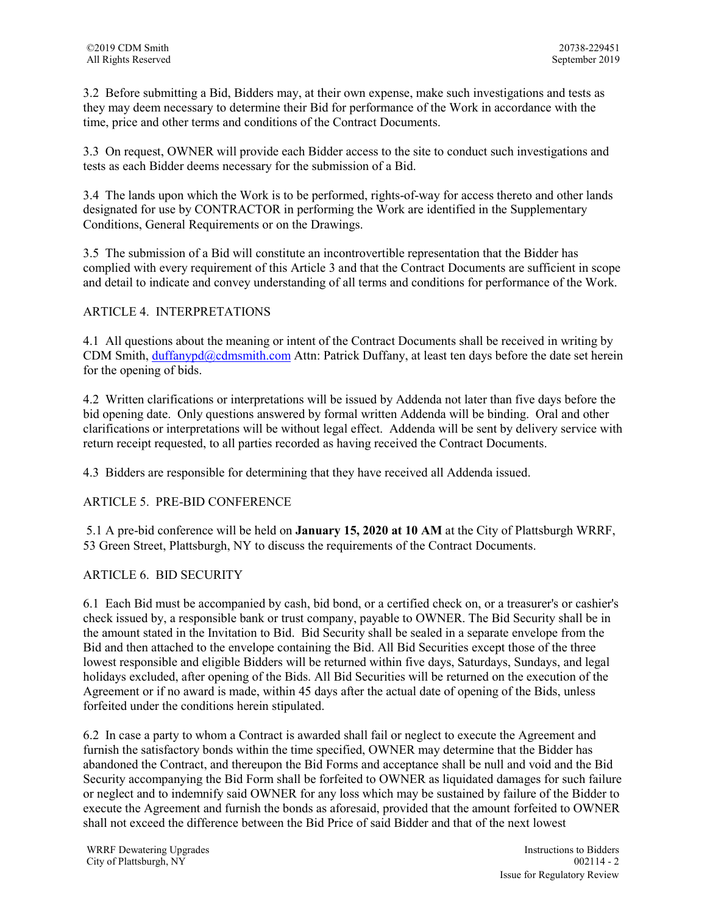3.2 Before submitting a Bid, Bidders may, at their own expense, make such investigations and tests as they may deem necessary to determine their Bid for performance of the Work in accordance with the time, price and other terms and conditions of the Contract Documents.

3.3 On request, OWNER will provide each Bidder access to the site to conduct such investigations and tests as each Bidder deems necessary for the submission of a Bid.

3.4 The lands upon which the Work is to be performed, rights-of-way for access thereto and other lands designated for use by CONTRACTOR in performing the Work are identified in the Supplementary Conditions, General Requirements or on the Drawings.

3.5 The submission of a Bid will constitute an incontrovertible representation that the Bidder has complied with every requirement of this Article 3 and that the Contract Documents are sufficient in scope and detail to indicate and convey understanding of all terms and conditions for performance of the Work.

## ARTICLE 4. INTERPRETATIONS

4.1 All questions about the meaning or intent of the Contract Documents shall be received in writing by CDM Smith, duffanypd@cdmsmith.com Attn: Patrick Duffany, at least ten days before the date set herein for the opening of bids.

4.2 Written clarifications or interpretations will be issued by Addenda not later than five days before the bid opening date. Only questions answered by formal written Addenda will be binding. Oral and other clarifications or interpretations will be without legal effect. Addenda will be sent by delivery service with return receipt requested, to all parties recorded as having received the Contract Documents.

4.3 Bidders are responsible for determining that they have received all Addenda issued.

## ARTICLE 5. PRE-BID CONFERENCE

5.1 A pre-bid conference will be held on **January 15, 2020 at 10 AM** at the City of Plattsburgh WRRF, 53 Green Street, Plattsburgh, NY to discuss the requirements of the Contract Documents.

## ARTICLE 6. BID SECURITY

6.1 Each Bid must be accompanied by cash, bid bond, or a certified check on, or a treasurer's or cashier's check issued by, a responsible bank or trust company, payable to OWNER. The Bid Security shall be in the amount stated in the Invitation to Bid. Bid Security shall be sealed in a separate envelope from the Bid and then attached to the envelope containing the Bid. All Bid Securities except those of the three lowest responsible and eligible Bidders will be returned within five days, Saturdays, Sundays, and legal holidays excluded, after opening of the Bids. All Bid Securities will be returned on the execution of the Agreement or if no award is made, within 45 days after the actual date of opening of the Bids, unless forfeited under the conditions herein stipulated.

6.2 In case a party to whom a Contract is awarded shall fail or neglect to execute the Agreement and furnish the satisfactory bonds within the time specified, OWNER may determine that the Bidder has abandoned the Contract, and thereupon the Bid Forms and acceptance shall be null and void and the Bid Security accompanying the Bid Form shall be forfeited to OWNER as liquidated damages for such failure or neglect and to indemnify said OWNER for any loss which may be sustained by failure of the Bidder to execute the Agreement and furnish the bonds as aforesaid, provided that the amount forfeited to OWNER shall not exceed the difference between the Bid Price of said Bidder and that of the next lowest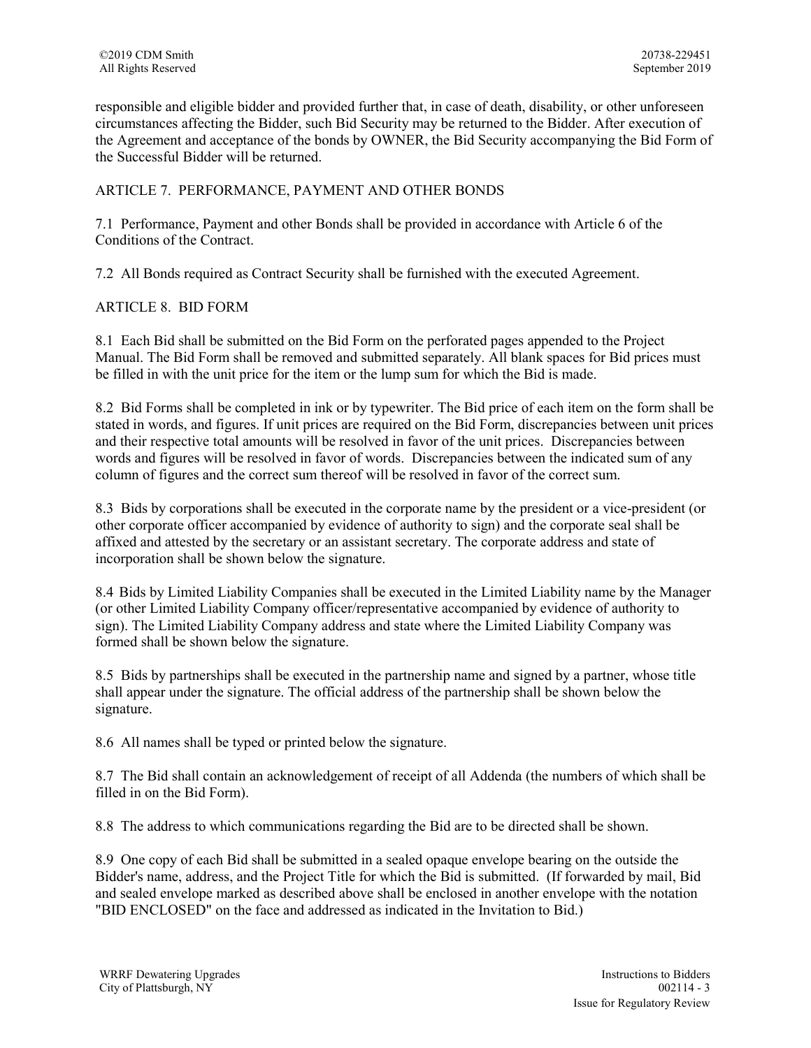responsible and eligible bidder and provided further that, in case of death, disability, or other unforeseen circumstances affecting the Bidder, such Bid Security may be returned to the Bidder. After execution of the Agreement and acceptance of the bonds by OWNER, the Bid Security accompanying the Bid Form of the Successful Bidder will be returned.

## ARTICLE 7. PERFORMANCE, PAYMENT AND OTHER BONDS

7.1 Performance, Payment and other Bonds shall be provided in accordance with Article 6 of the Conditions of the Contract.

7.2 All Bonds required as Contract Security shall be furnished with the executed Agreement.

## ARTICLE 8. BID FORM

8.1 Each Bid shall be submitted on the Bid Form on the perforated pages appended to the Project Manual. The Bid Form shall be removed and submitted separately. All blank spaces for Bid prices must be filled in with the unit price for the item or the lump sum for which the Bid is made.

8.2 Bid Forms shall be completed in ink or by typewriter. The Bid price of each item on the form shall be stated in words, and figures. If unit prices are required on the Bid Form, discrepancies between unit prices and their respective total amounts will be resolved in favor of the unit prices. Discrepancies between words and figures will be resolved in favor of words. Discrepancies between the indicated sum of any column of figures and the correct sum thereof will be resolved in favor of the correct sum.

8.3 Bids by corporations shall be executed in the corporate name by the president or a vice-president (or other corporate officer accompanied by evidence of authority to sign) and the corporate seal shall be affixed and attested by the secretary or an assistant secretary. The corporate address and state of incorporation shall be shown below the signature.

8.4 Bids by Limited Liability Companies shall be executed in the Limited Liability name by the Manager (or other Limited Liability Company officer/representative accompanied by evidence of authority to sign). The Limited Liability Company address and state where the Limited Liability Company was formed shall be shown below the signature.

8.5 Bids by partnerships shall be executed in the partnership name and signed by a partner, whose title shall appear under the signature. The official address of the partnership shall be shown below the signature.

8.6 All names shall be typed or printed below the signature.

8.7 The Bid shall contain an acknowledgement of receipt of all Addenda (the numbers of which shall be filled in on the Bid Form).

8.8 The address to which communications regarding the Bid are to be directed shall be shown.

8.9 One copy of each Bid shall be submitted in a sealed opaque envelope bearing on the outside the Bidder's name, address, and the Project Title for which the Bid is submitted. (If forwarded by mail, Bid and sealed envelope marked as described above shall be enclosed in another envelope with the notation "BID ENCLOSED" on the face and addressed as indicated in the Invitation to Bid.)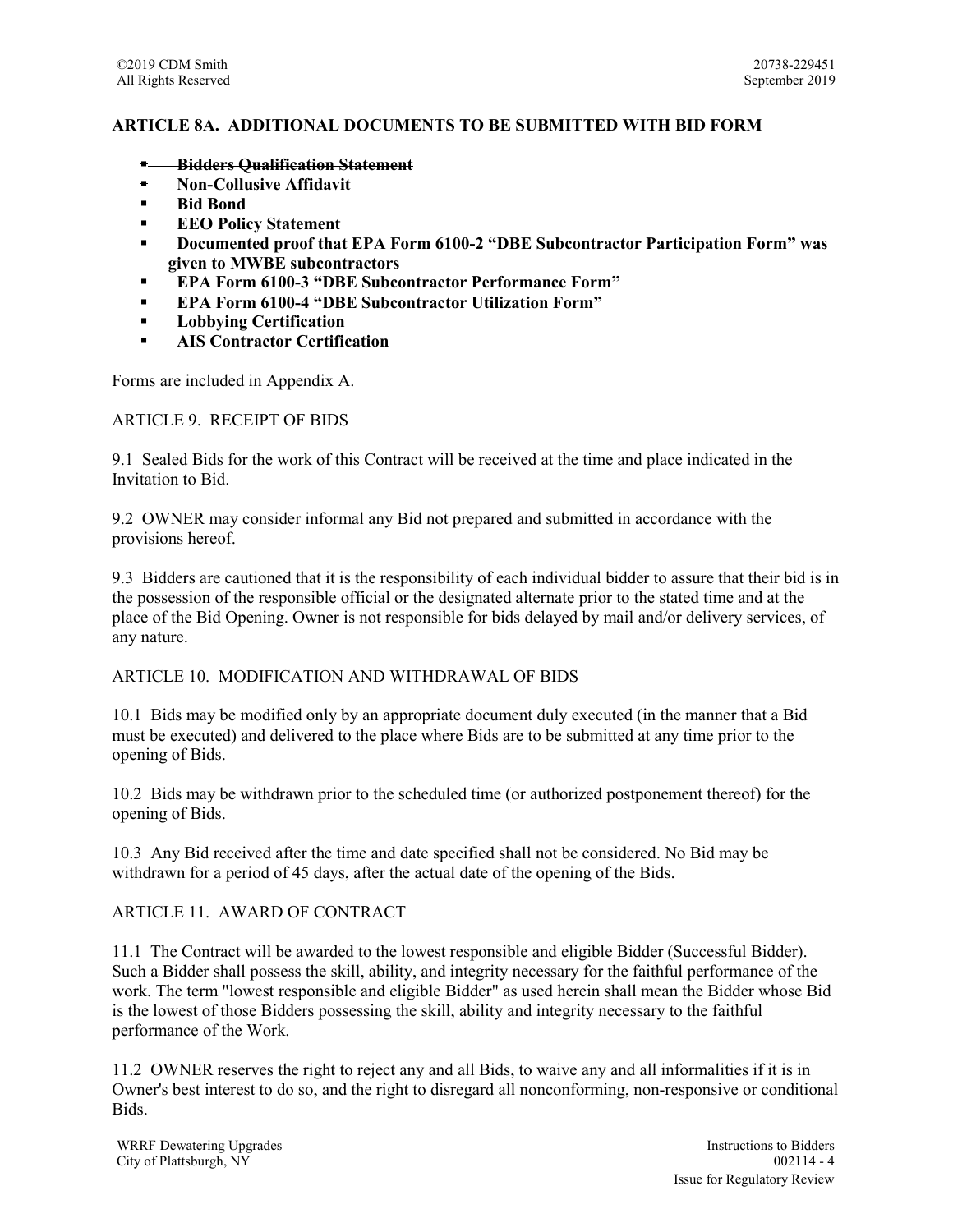**ARTICLE 8A. ADDITIONAL DOCUMENTS TO BE SUBMITTED WITH BID FORM**

- ~~**Bidders Qualification Statement**~~
- ~~**Non-Collusive Affidavit**~~
- **Bid Bond**
- **EEO Policy Statement**
- **Documented proof that EPA Form 6100-2 "DBE Subcontractor Participation Form" was given to MWBE subcontractors**
- **EPA Form 6100-3 "DBE Subcontractor Performance Form"**
- **EPA Form 6100-4 "DBE Subcontractor Utilization Form"**
- **Lobbying Certification**
- **AIS Contractor Certification**

Forms are included in Appendix A.

ARTICLE 9. RECEIPT OF BIDS

9.1 Sealed Bids for the work of this Contract will be received at the time and place indicated in the Invitation to Bid.

9.2 OWNER may consider informal any Bid not prepared and submitted in accordance with the provisions hereof.

9.3 Bidders are cautioned that it is the responsibility of each individual bidder to assure that their bid is in the possession of the responsible official or the designated alternate prior to the stated time and at the place of the Bid Opening. Owner is not responsible for bids delayed by mail and/or delivery services, of any nature.

ARTICLE 10. MODIFICATION AND WITHDRAWAL OF BIDS

10.1 Bids may be modified only by an appropriate document duly executed (in the manner that a Bid must be executed) and delivered to the place where Bids are to be submitted at any time prior to the opening of Bids.

10.2 Bids may be withdrawn prior to the scheduled time (or authorized postponement thereof) for the opening of Bids.

10.3 Any Bid received after the time and date specified shall not be considered. No Bid may be withdrawn for a period of 45 days, after the actual date of the opening of the Bids.

ARTICLE 11. AWARD OF CONTRACT

11.1 The Contract will be awarded to the lowest responsible and eligible Bidder (Successful Bidder). Such a Bidder shall possess the skill, ability, and integrity necessary for the faithful performance of the work. The term "lowest responsible and eligible Bidder" as used herein shall mean the Bidder whose Bid is the lowest of those Bidders possessing the skill, ability and integrity necessary to the faithful performance of the Work.

11.2 OWNER reserves the right to reject any and all Bids, to waive any and all informalities if it is in Owner's best interest to do so, and the right to disregard all nonconforming, non-responsive or conditional Bids.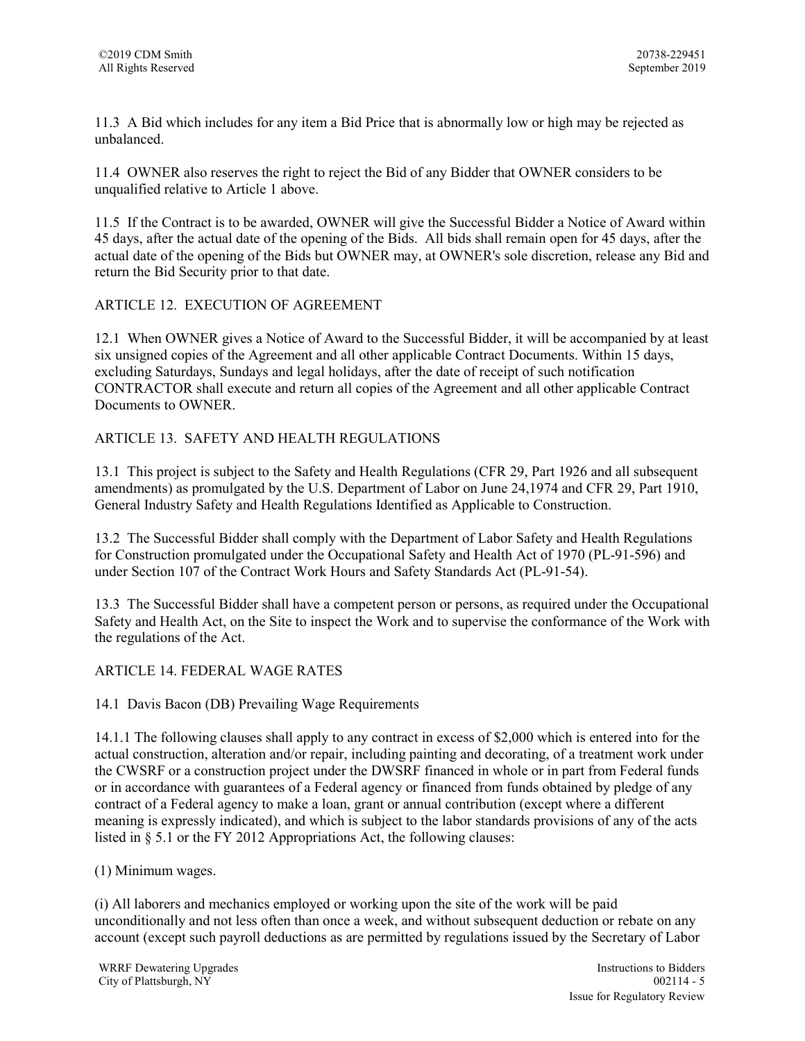11.3 A Bid which includes for any item a Bid Price that is abnormally low or high may be rejected as unbalanced.

11.4 OWNER also reserves the right to reject the Bid of any Bidder that OWNER considers to be unqualified relative to Article 1 above.

11.5 If the Contract is to be awarded, OWNER will give the Successful Bidder a Notice of Award within 45 days, after the actual date of the opening of the Bids. All bids shall remain open for 45 days, after the actual date of the opening of the Bids but OWNER may, at OWNER's sole discretion, release any Bid and return the Bid Security prior to that date.

## ARTICLE 12. EXECUTION OF AGREEMENT

12.1 When OWNER gives a Notice of Award to the Successful Bidder, it will be accompanied by at least six unsigned copies of the Agreement and all other applicable Contract Documents. Within 15 days, excluding Saturdays, Sundays and legal holidays, after the date of receipt of such notification CONTRACTOR shall execute and return all copies of the Agreement and all other applicable Contract Documents to OWNER.

## ARTICLE 13. SAFETY AND HEALTH REGULATIONS

13.1 This project is subject to the Safety and Health Regulations (CFR 29, Part 1926 and all subsequent amendments) as promulgated by the U.S. Department of Labor on June 24,1974 and CFR 29, Part 1910, General Industry Safety and Health Regulations Identified as Applicable to Construction.

13.2 The Successful Bidder shall comply with the Department of Labor Safety and Health Regulations for Construction promulgated under the Occupational Safety and Health Act of 1970 (PL-91-596) and under Section 107 of the Contract Work Hours and Safety Standards Act (PL-91-54).

13.3 The Successful Bidder shall have a competent person or persons, as required under the Occupational Safety and Health Act, on the Site to inspect the Work and to supervise the conformance of the Work with the regulations of the Act.

## ARTICLE 14. FEDERAL WAGE RATES

### 14.1 Davis Bacon (DB) Prevailing Wage Requirements

14.1.1 The following clauses shall apply to any contract in excess of $2,000 which is entered into for the actual construction, alteration and/or repair, including painting and decorating, of a treatment work under the CWSRF or a construction project under the DWSRF financed in whole or in part from Federal funds or in accordance with guarantees of a Federal agency or financed from funds obtained by pledge of any contract of a Federal agency to make a loan, grant or annual contribution (except where a different meaning is expressly indicated), and which is subject to the labor standards provisions of any of the acts listed in § 5.1 or the FY 2012 Appropriations Act, the following clauses:

(1) Minimum wages.

(i) All laborers and mechanics employed or working upon the site of the work will be paid unconditionally and not less often than once a week, and without subsequent deduction or rebate on any account (except such payroll deductions as are permitted by regulations issued by the Secretary of Labor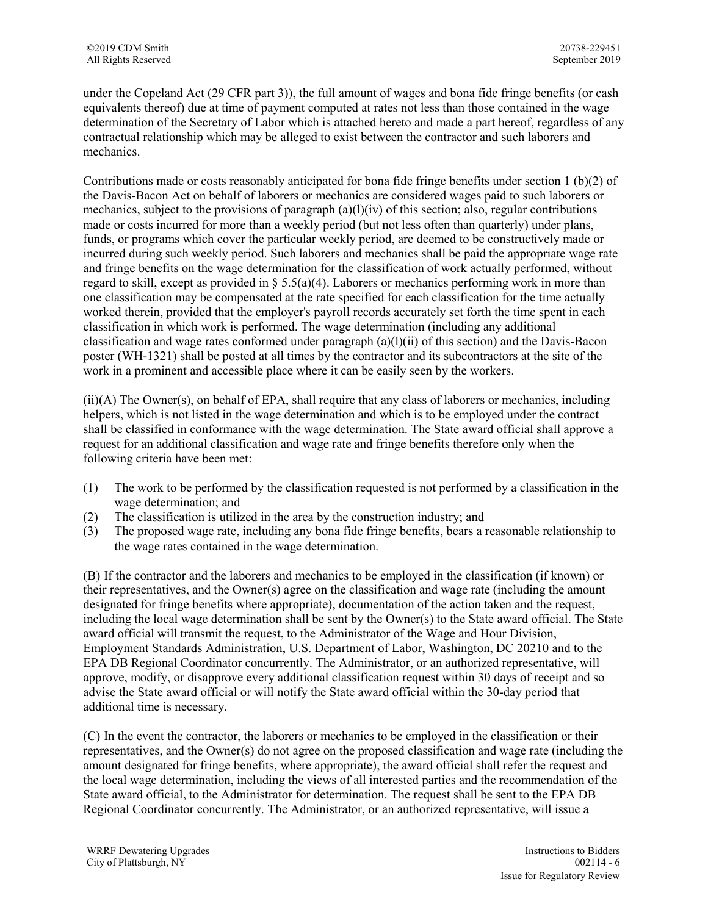under the Copeland Act (29 CFR part 3)), the full amount of wages and bona fide fringe benefits (or cash equivalents thereof) due at time of payment computed at rates not less than those contained in the wage determination of the Secretary of Labor which is attached hereto and made a part hereof, regardless of any contractual relationship which may be alleged to exist between the contractor and such laborers and mechanics.

Contributions made or costs reasonably anticipated for bona fide fringe benefits under section 1 (b)(2) of the Davis-Bacon Act on behalf of laborers or mechanics are considered wages paid to such laborers or mechanics, subject to the provisions of paragraph (a)(l)(iv) of this section; also, regular contributions made or costs incurred for more than a weekly period (but not less often than quarterly) under plans, funds, or programs which cover the particular weekly period, are deemed to be constructively made or incurred during such weekly period. Such laborers and mechanics shall be paid the appropriate wage rate and fringe benefits on the wage determination for the classification of work actually performed, without regard to skill, except as provided in § 5.5(a)(4). Laborers or mechanics performing work in more than one classification may be compensated at the rate specified for each classification for the time actually worked therein, provided that the employer's payroll records accurately set forth the time spent in each classification in which work is performed. The wage determination (including any additional classification and wage rates conformed under paragraph (a)(l)(ii) of this section) and the Davis-Bacon poster (WH-1321) shall be posted at all times by the contractor and its subcontractors at the site of the work in a prominent and accessible place where it can be easily seen by the workers.

(ii)(A) The Owner(s), on behalf of EPA, shall require that any class of laborers or mechanics, including helpers, which is not listed in the wage determination and which is to be employed under the contract shall be classified in conformance with the wage determination. The State award official shall approve a request for an additional classification and wage rate and fringe benefits therefore only when the following criteria have been met:

(1) The work to be performed by the classification requested is not performed by a classification in the wage determination; and
(2) The classification is utilized in the area by the construction industry; and
(3) The proposed wage rate, including any bona fide fringe benefits, bears a reasonable relationship to the wage rates contained in the wage determination.

(B) If the contractor and the laborers and mechanics to be employed in the classification (if known) or their representatives, and the Owner(s) agree on the classification and wage rate (including the amount designated for fringe benefits where appropriate), documentation of the action taken and the request, including the local wage determination shall be sent by the Owner(s) to the State award official. The State award official will transmit the request, to the Administrator of the Wage and Hour Division, Employment Standards Administration, U.S. Department of Labor, Washington, DC 20210 and to the EPA DB Regional Coordinator concurrently. The Administrator, or an authorized representative, will approve, modify, or disapprove every additional classification request within 30 days of receipt and so advise the State award official or will notify the State award official within the 30-day period that additional time is necessary.

(C) In the event the contractor, the laborers or mechanics to be employed in the classification or their representatives, and the Owner(s) do not agree on the proposed classification and wage rate (including the amount designated for fringe benefits, where appropriate), the award official shall refer the request and the local wage determination, including the views of all interested parties and the recommendation of the State award official, to the Administrator for determination. The request shall be sent to the EPA DB Regional Coordinator concurrently. The Administrator, or an authorized representative, will issue a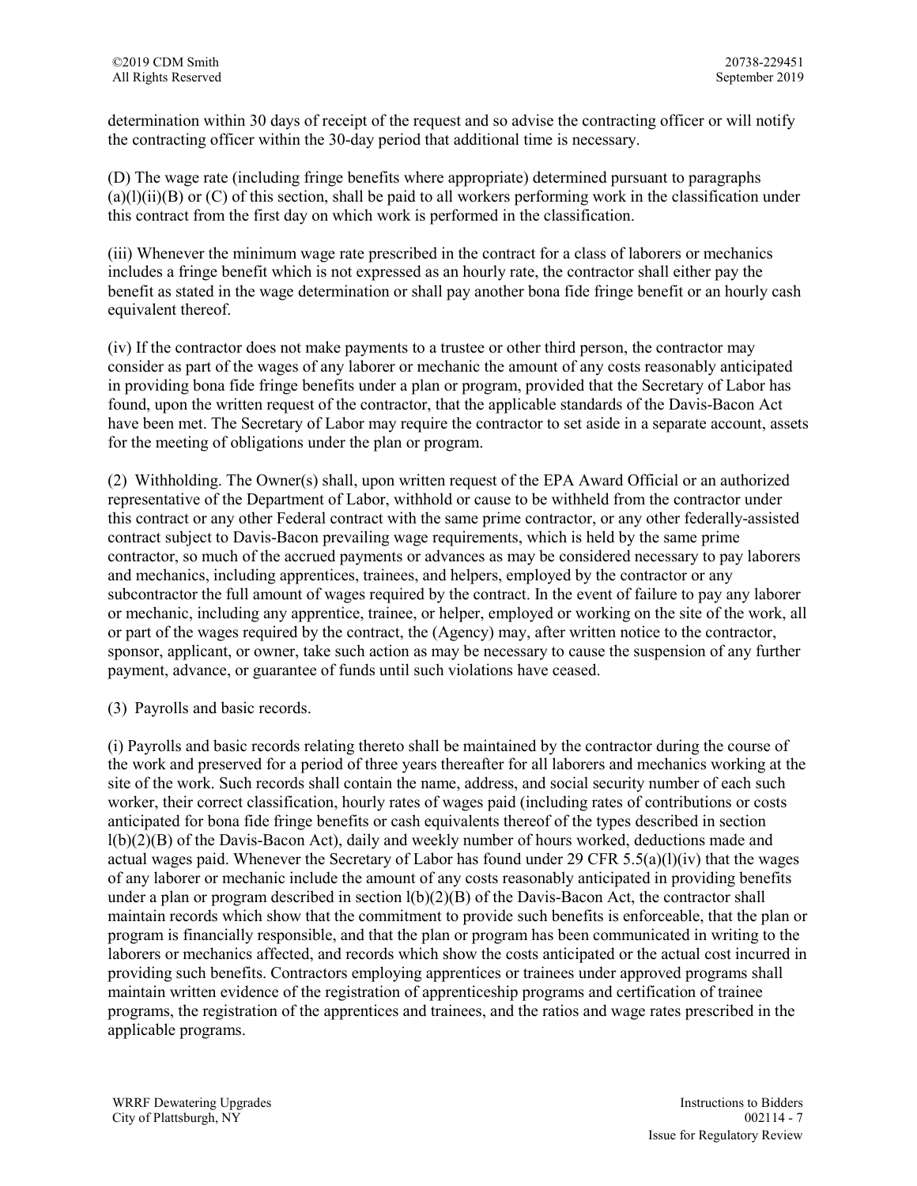determination within 30 days of receipt of the request and so advise the contracting officer or will notify the contracting officer within the 30-day period that additional time is necessary.

(D) The wage rate (including fringe benefits where appropriate) determined pursuant to paragraphs (a)(l)(ii)(B) or (C) of this section, shall be paid to all workers performing work in the classification under this contract from the first day on which work is performed in the classification.

(iii) Whenever the minimum wage rate prescribed in the contract for a class of laborers or mechanics includes a fringe benefit which is not expressed as an hourly rate, the contractor shall either pay the benefit as stated in the wage determination or shall pay another bona fide fringe benefit or an hourly cash equivalent thereof.

(iv) If the contractor does not make payments to a trustee or other third person, the contractor may consider as part of the wages of any laborer or mechanic the amount of any costs reasonably anticipated in providing bona fide fringe benefits under a plan or program, provided that the Secretary of Labor has found, upon the written request of the contractor, that the applicable standards of the Davis-Bacon Act have been met. The Secretary of Labor may require the contractor to set aside in a separate account, assets for the meeting of obligations under the plan or program.

(2) Withholding. The Owner(s) shall, upon written request of the EPA Award Official or an authorized representative of the Department of Labor, withhold or cause to be withheld from the contractor under this contract or any other Federal contract with the same prime contractor, or any other federally-assisted contract subject to Davis-Bacon prevailing wage requirements, which is held by the same prime contractor, so much of the accrued payments or advances as may be considered necessary to pay laborers and mechanics, including apprentices, trainees, and helpers, employed by the contractor or any subcontractor the full amount of wages required by the contract. In the event of failure to pay any laborer or mechanic, including any apprentice, trainee, or helper, employed or working on the site of the work, all or part of the wages required by the contract, the (Agency) may, after written notice to the contractor, sponsor, applicant, or owner, take such action as may be necessary to cause the suspension of any further payment, advance, or guarantee of funds until such violations have ceased.

(3) Payrolls and basic records.

(i) Payrolls and basic records relating thereto shall be maintained by the contractor during the course of the work and preserved for a period of three years thereafter for all laborers and mechanics working at the site of the work. Such records shall contain the name, address, and social security number of each such worker, their correct classification, hourly rates of wages paid (including rates of contributions or costs anticipated for bona fide fringe benefits or cash equivalents thereof of the types described in section l(b)(2)(B) of the Davis-Bacon Act), daily and weekly number of hours worked, deductions made and actual wages paid. Whenever the Secretary of Labor has found under 29 CFR 5.5(a)(l)(iv) that the wages of any laborer or mechanic include the amount of any costs reasonably anticipated in providing benefits under a plan or program described in section l(b)(2)(B) of the Davis-Bacon Act, the contractor shall maintain records which show that the commitment to provide such benefits is enforceable, that the plan or program is financially responsible, and that the plan or program has been communicated in writing to the laborers or mechanics affected, and records which show the costs anticipated or the actual cost incurred in providing such benefits. Contractors employing apprentices or trainees under approved programs shall maintain written evidence of the registration of apprenticeship programs and certification of trainee programs, the registration of the apprentices and trainees, and the ratios and wage rates prescribed in the applicable programs.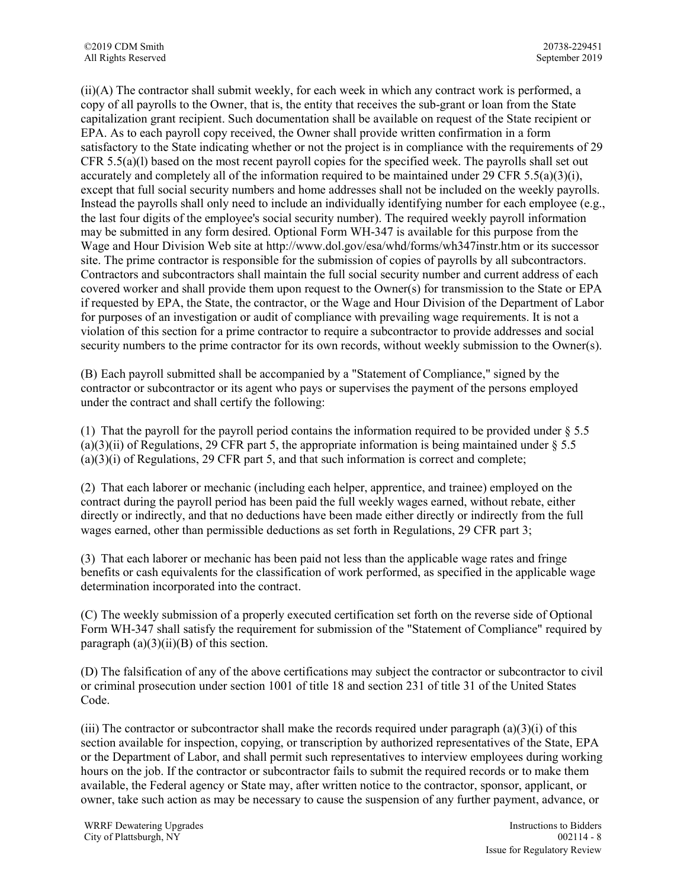(ii)(A) The contractor shall submit weekly, for each week in which any contract work is performed, a copy of all payrolls to the Owner, that is, the entity that receives the sub-grant or loan from the State capitalization grant recipient. Such documentation shall be available on request of the State recipient or EPA. As to each payroll copy received, the Owner shall provide written confirmation in a form satisfactory to the State indicating whether or not the project is in compliance with the requirements of 29 CFR 5.5(a)(l) based on the most recent payroll copies for the specified week. The payrolls shall set out accurately and completely all of the information required to be maintained under 29 CFR 5.5(a)(3)(i), except that full social security numbers and home addresses shall not be included on the weekly payrolls. Instead the payrolls shall only need to include an individually identifying number for each employee (e.g., the last four digits of the employee's social security number). The required weekly payroll information may be submitted in any form desired. Optional Form WH-347 is available for this purpose from the Wage and Hour Division Web site at http://www.dol.gov/esa/whd/forms/wh347instr.htm or its successor site. The prime contractor is responsible for the submission of copies of payrolls by all subcontractors. Contractors and subcontractors shall maintain the full social security number and current address of each covered worker and shall provide them upon request to the Owner(s) for transmission to the State or EPA if requested by EPA, the State, the contractor, or the Wage and Hour Division of the Department of Labor for purposes of an investigation or audit of compliance with prevailing wage requirements. It is not a violation of this section for a prime contractor to require a subcontractor to provide addresses and social security numbers to the prime contractor for its own records, without weekly submission to the Owner(s).

(B) Each payroll submitted shall be accompanied by a "Statement of Compliance," signed by the contractor or subcontractor or its agent who pays or supervises the payment of the persons employed under the contract and shall certify the following:

(1) That the payroll for the payroll period contains the information required to be provided under § 5.5 (a)(3)(ii) of Regulations, 29 CFR part 5, the appropriate information is being maintained under § 5.5 (a)(3)(i) of Regulations, 29 CFR part 5, and that such information is correct and complete;

(2) That each laborer or mechanic (including each helper, apprentice, and trainee) employed on the contract during the payroll period has been paid the full weekly wages earned, without rebate, either directly or indirectly, and that no deductions have been made either directly or indirectly from the full wages earned, other than permissible deductions as set forth in Regulations, 29 CFR part 3;

(3) That each laborer or mechanic has been paid not less than the applicable wage rates and fringe benefits or cash equivalents for the classification of work performed, as specified in the applicable wage determination incorporated into the contract.

(C) The weekly submission of a properly executed certification set forth on the reverse side of Optional Form WH-347 shall satisfy the requirement for submission of the "Statement of Compliance" required by paragraph (a)(3)(ii)(B) of this section.

(D) The falsification of any of the above certifications may subject the contractor or subcontractor to civil or criminal prosecution under section 1001 of title 18 and section 231 of title 31 of the United States Code.

(iii) The contractor or subcontractor shall make the records required under paragraph (a)(3)(i) of this section available for inspection, copying, or transcription by authorized representatives of the State, EPA or the Department of Labor, and shall permit such representatives to interview employees during working hours on the job. If the contractor or subcontractor fails to submit the required records or to make them available, the Federal agency or State may, after written notice to the contractor, sponsor, applicant, or owner, take such action as may be necessary to cause the suspension of any further payment, advance, or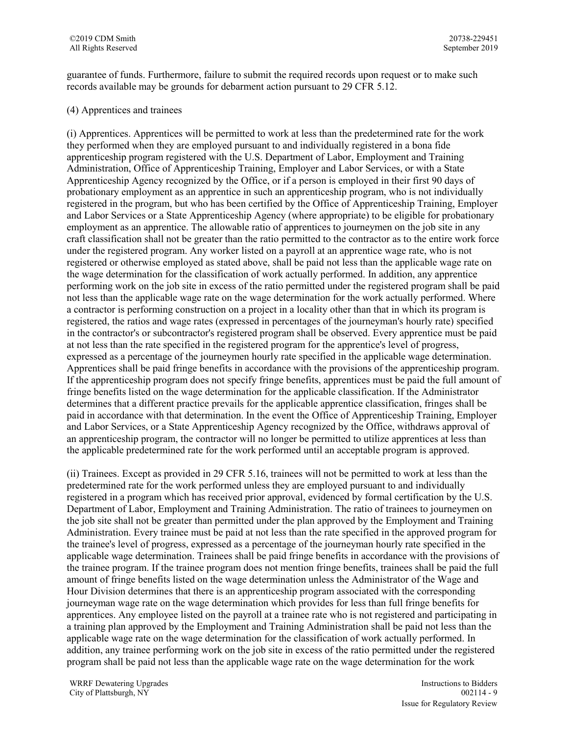guarantee of funds. Furthermore, failure to submit the required records upon request or to make such records available may be grounds for debarment action pursuant to 29 CFR 5.12.

(4) Apprentices and trainees

(i) Apprentices. Apprentices will be permitted to work at less than the predetermined rate for the work they performed when they are employed pursuant to and individually registered in a bona fide apprenticeship program registered with the U.S. Department of Labor, Employment and Training Administration, Office of Apprenticeship Training, Employer and Labor Services, or with a State Apprenticeship Agency recognized by the Office, or if a person is employed in their first 90 days of probationary employment as an apprentice in such an apprenticeship program, who is not individually registered in the program, but who has been certified by the Office of Apprenticeship Training, Employer and Labor Services or a State Apprenticeship Agency (where appropriate) to be eligible for probationary employment as an apprentice. The allowable ratio of apprentices to journeymen on the job site in any craft classification shall not be greater than the ratio permitted to the contractor as to the entire work force under the registered program. Any worker listed on a payroll at an apprentice wage rate, who is not registered or otherwise employed as stated above, shall be paid not less than the applicable wage rate on the wage determination for the classification of work actually performed. In addition, any apprentice performing work on the job site in excess of the ratio permitted under the registered program shall be paid not less than the applicable wage rate on the wage determination for the work actually performed. Where a contractor is performing construction on a project in a locality other than that in which its program is registered, the ratios and wage rates (expressed in percentages of the journeyman's hourly rate) specified in the contractor's or subcontractor's registered program shall be observed. Every apprentice must be paid at not less than the rate specified in the registered program for the apprentice's level of progress, expressed as a percentage of the journeymen hourly rate specified in the applicable wage determination. Apprentices shall be paid fringe benefits in accordance with the provisions of the apprenticeship program. If the apprenticeship program does not specify fringe benefits, apprentices must be paid the full amount of fringe benefits listed on the wage determination for the applicable classification. If the Administrator determines that a different practice prevails for the applicable apprentice classification, fringes shall be paid in accordance with that determination. In the event the Office of Apprenticeship Training, Employer and Labor Services, or a State Apprenticeship Agency recognized by the Office, withdraws approval of an apprenticeship program, the contractor will no longer be permitted to utilize apprentices at less than the applicable predetermined rate for the work performed until an acceptable program is approved.

(ii) Trainees. Except as provided in 29 CFR 5.16, trainees will not be permitted to work at less than the predetermined rate for the work performed unless they are employed pursuant to and individually registered in a program which has received prior approval, evidenced by formal certification by the U.S. Department of Labor, Employment and Training Administration. The ratio of trainees to journeymen on the job site shall not be greater than permitted under the plan approved by the Employment and Training Administration. Every trainee must be paid at not less than the rate specified in the approved program for the trainee's level of progress, expressed as a percentage of the journeyman hourly rate specified in the applicable wage determination. Trainees shall be paid fringe benefits in accordance with the provisions of the trainee program. If the trainee program does not mention fringe benefits, trainees shall be paid the full amount of fringe benefits listed on the wage determination unless the Administrator of the Wage and Hour Division determines that there is an apprenticeship program associated with the corresponding journeyman wage rate on the wage determination which provides for less than full fringe benefits for apprentices. Any employee listed on the payroll at a trainee rate who is not registered and participating in a training plan approved by the Employment and Training Administration shall be paid not less than the applicable wage rate on the wage determination for the classification of work actually performed. In addition, any trainee performing work on the job site in excess of the ratio permitted under the registered program shall be paid not less than the applicable wage rate on the wage determination for the work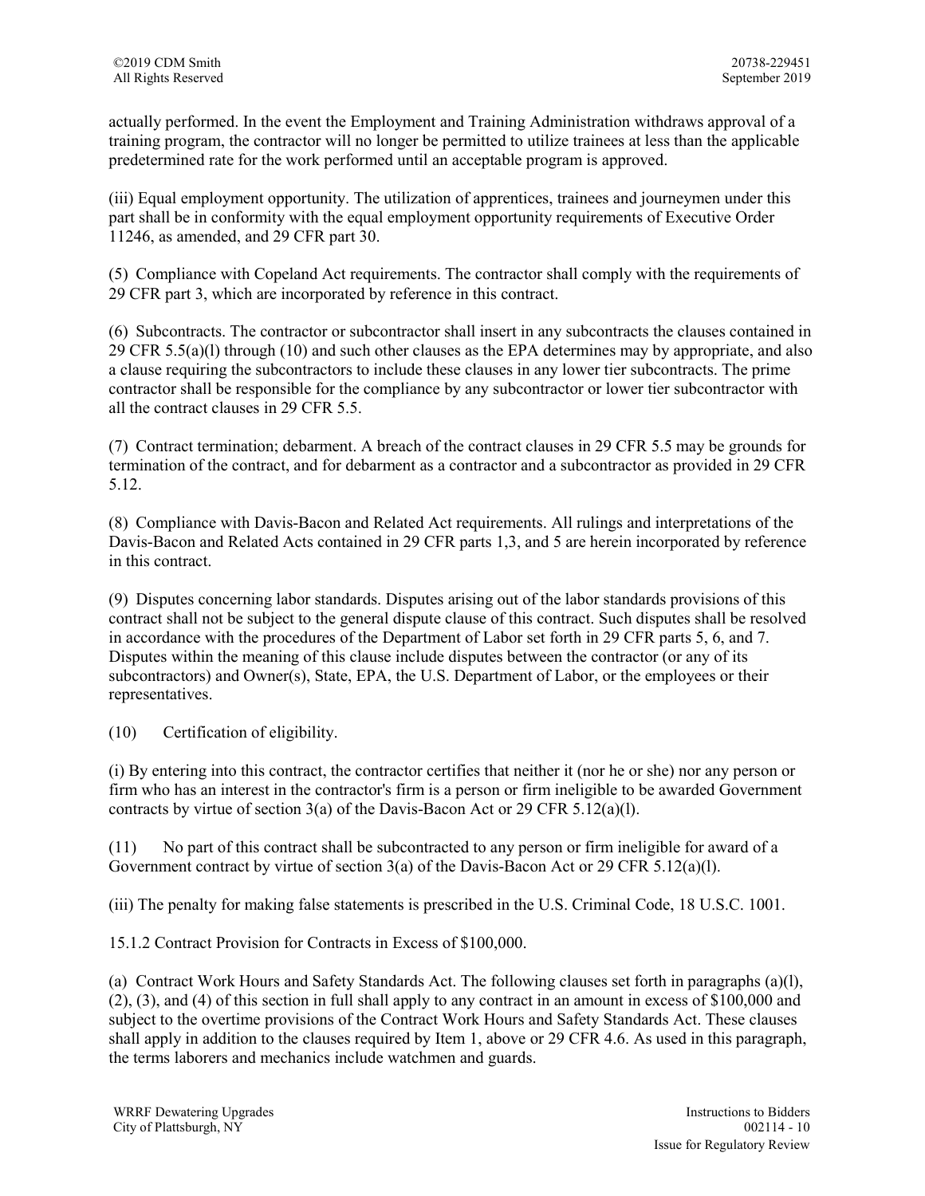actually performed. In the event the Employment and Training Administration withdraws approval of a training program, the contractor will no longer be permitted to utilize trainees at less than the applicable predetermined rate for the work performed until an acceptable program is approved.

(iii) Equal employment opportunity. The utilization of apprentices, trainees and journeymen under this part shall be in conformity with the equal employment opportunity requirements of Executive Order 11246, as amended, and 29 CFR part 30.

(5) Compliance with Copeland Act requirements. The contractor shall comply with the requirements of 29 CFR part 3, which are incorporated by reference in this contract.

(6) Subcontracts. The contractor or subcontractor shall insert in any subcontracts the clauses contained in 29 CFR 5.5(a)(l) through (10) and such other clauses as the EPA determines may by appropriate, and also a clause requiring the subcontractors to include these clauses in any lower tier subcontracts. The prime contractor shall be responsible for the compliance by any subcontractor or lower tier subcontractor with all the contract clauses in 29 CFR 5.5.

(7) Contract termination; debarment. A breach of the contract clauses in 29 CFR 5.5 may be grounds for termination of the contract, and for debarment as a contractor and a subcontractor as provided in 29 CFR 5.12.

(8) Compliance with Davis-Bacon and Related Act requirements. All rulings and interpretations of the Davis-Bacon and Related Acts contained in 29 CFR parts 1,3, and 5 are herein incorporated by reference in this contract.

(9) Disputes concerning labor standards. Disputes arising out of the labor standards provisions of this contract shall not be subject to the general dispute clause of this contract. Such disputes shall be resolved in accordance with the procedures of the Department of Labor set forth in 29 CFR parts 5, 6, and 7. Disputes within the meaning of this clause include disputes between the contractor (or any of its subcontractors) and Owner(s), State, EPA, the U.S. Department of Labor, or the employees or their representatives.

(10) Certification of eligibility.

(i) By entering into this contract, the contractor certifies that neither it (nor he or she) nor any person or firm who has an interest in the contractor's firm is a person or firm ineligible to be awarded Government contracts by virtue of section 3(a) of the Davis-Bacon Act or 29 CFR 5.12(a)(l).

(11) No part of this contract shall be subcontracted to any person or firm ineligible for award of a Government contract by virtue of section 3(a) of the Davis-Bacon Act or 29 CFR 5.12(a)(l).

(iii) The penalty for making false statements is prescribed in the U.S. Criminal Code, 18 U.S.C. 1001.

15.1.2 Contract Provision for Contracts in Excess of $100,000.

(a) Contract Work Hours and Safety Standards Act. The following clauses set forth in paragraphs (a)(l), (2), (3), and (4) of this section in full shall apply to any contract in an amount in excess of $100,000 and subject to the overtime provisions of the Contract Work Hours and Safety Standards Act. These clauses shall apply in addition to the clauses required by Item 1, above or 29 CFR 4.6. As used in this paragraph, the terms laborers and mechanics include watchmen and guards.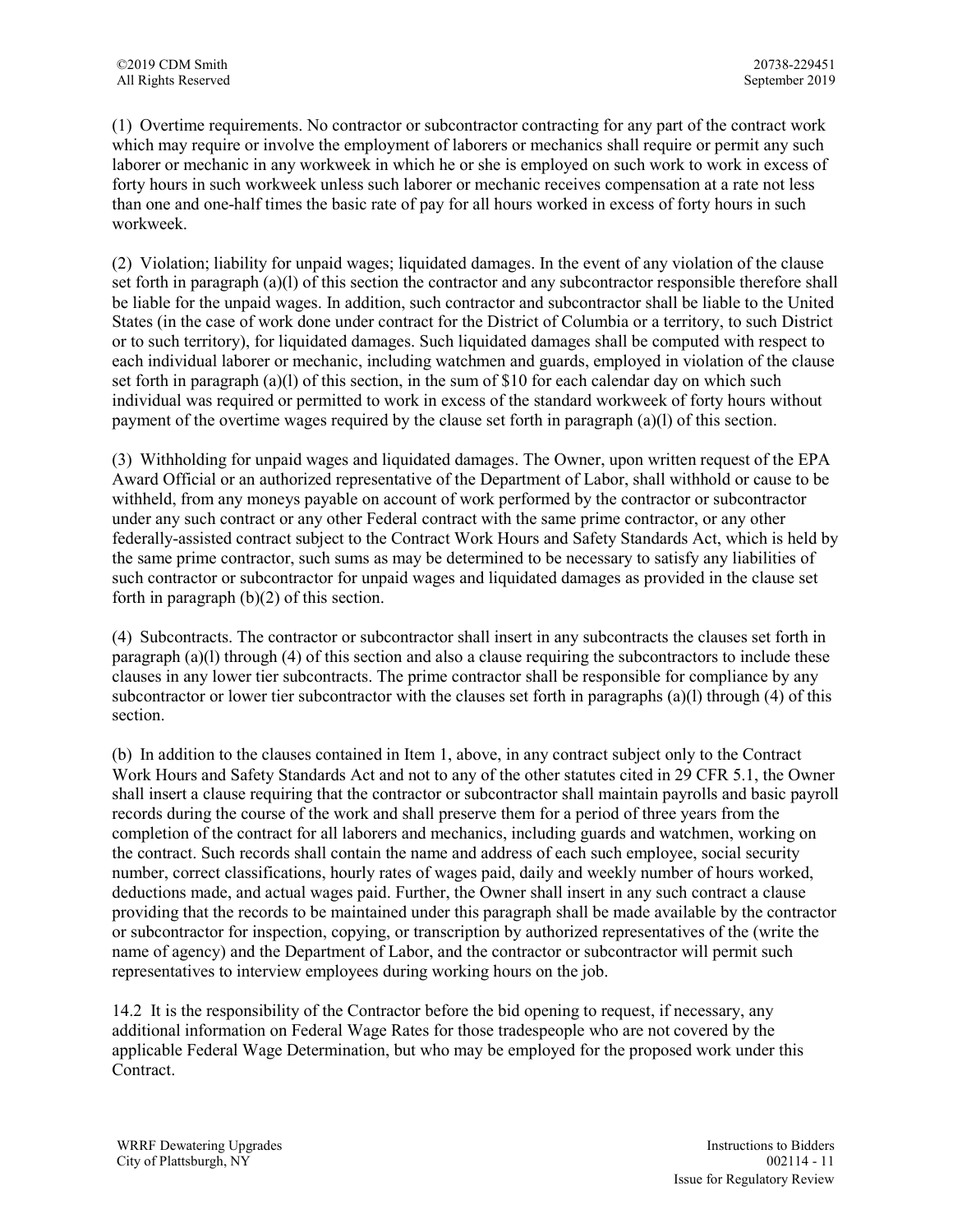(1) Overtime requirements. No contractor or subcontractor contracting for any part of the contract work which may require or involve the employment of laborers or mechanics shall require or permit any such laborer or mechanic in any workweek in which he or she is employed on such work to work in excess of forty hours in such workweek unless such laborer or mechanic receives compensation at a rate not less than one and one-half times the basic rate of pay for all hours worked in excess of forty hours in such workweek.

(2) Violation; liability for unpaid wages; liquidated damages. In the event of any violation of the clause set forth in paragraph (a)(l) of this section the contractor and any subcontractor responsible therefore shall be liable for the unpaid wages. In addition, such contractor and subcontractor shall be liable to the United States (in the case of work done under contract for the District of Columbia or a territory, to such District or to such territory), for liquidated damages. Such liquidated damages shall be computed with respect to each individual laborer or mechanic, including watchmen and guards, employed in violation of the clause set forth in paragraph (a)(l) of this section, in the sum of $10 for each calendar day on which such individual was required or permitted to work in excess of the standard workweek of forty hours without payment of the overtime wages required by the clause set forth in paragraph (a)(l) of this section.

(3) Withholding for unpaid wages and liquidated damages. The Owner, upon written request of the EPA Award Official or an authorized representative of the Department of Labor, shall withhold or cause to be withheld, from any moneys payable on account of work performed by the contractor or subcontractor under any such contract or any other Federal contract with the same prime contractor, or any other federally-assisted contract subject to the Contract Work Hours and Safety Standards Act, which is held by the same prime contractor, such sums as may be determined to be necessary to satisfy any liabilities of such contractor or subcontractor for unpaid wages and liquidated damages as provided in the clause set forth in paragraph (b)(2) of this section.

(4) Subcontracts. The contractor or subcontractor shall insert in any subcontracts the clauses set forth in paragraph (a)(l) through (4) of this section and also a clause requiring the subcontractors to include these clauses in any lower tier subcontracts. The prime contractor shall be responsible for compliance by any subcontractor or lower tier subcontractor with the clauses set forth in paragraphs (a)(l) through (4) of this section.

(b) In addition to the clauses contained in Item 1, above, in any contract subject only to the Contract Work Hours and Safety Standards Act and not to any of the other statutes cited in 29 CFR 5.1, the Owner shall insert a clause requiring that the contractor or subcontractor shall maintain payrolls and basic payroll records during the course of the work and shall preserve them for a period of three years from the completion of the contract for all laborers and mechanics, including guards and watchmen, working on the contract. Such records shall contain the name and address of each such employee, social security number, correct classifications, hourly rates of wages paid, daily and weekly number of hours worked, deductions made, and actual wages paid. Further, the Owner shall insert in any such contract a clause providing that the records to be maintained under this paragraph shall be made available by the contractor or subcontractor for inspection, copying, or transcription by authorized representatives of the (write the name of agency) and the Department of Labor, and the contractor or subcontractor will permit such representatives to interview employees during working hours on the job.

14.2 It is the responsibility of the Contractor before the bid opening to request, if necessary, any additional information on Federal Wage Rates for those tradespeople who are not covered by the applicable Federal Wage Determination, but who may be employed for the proposed work under this Contract.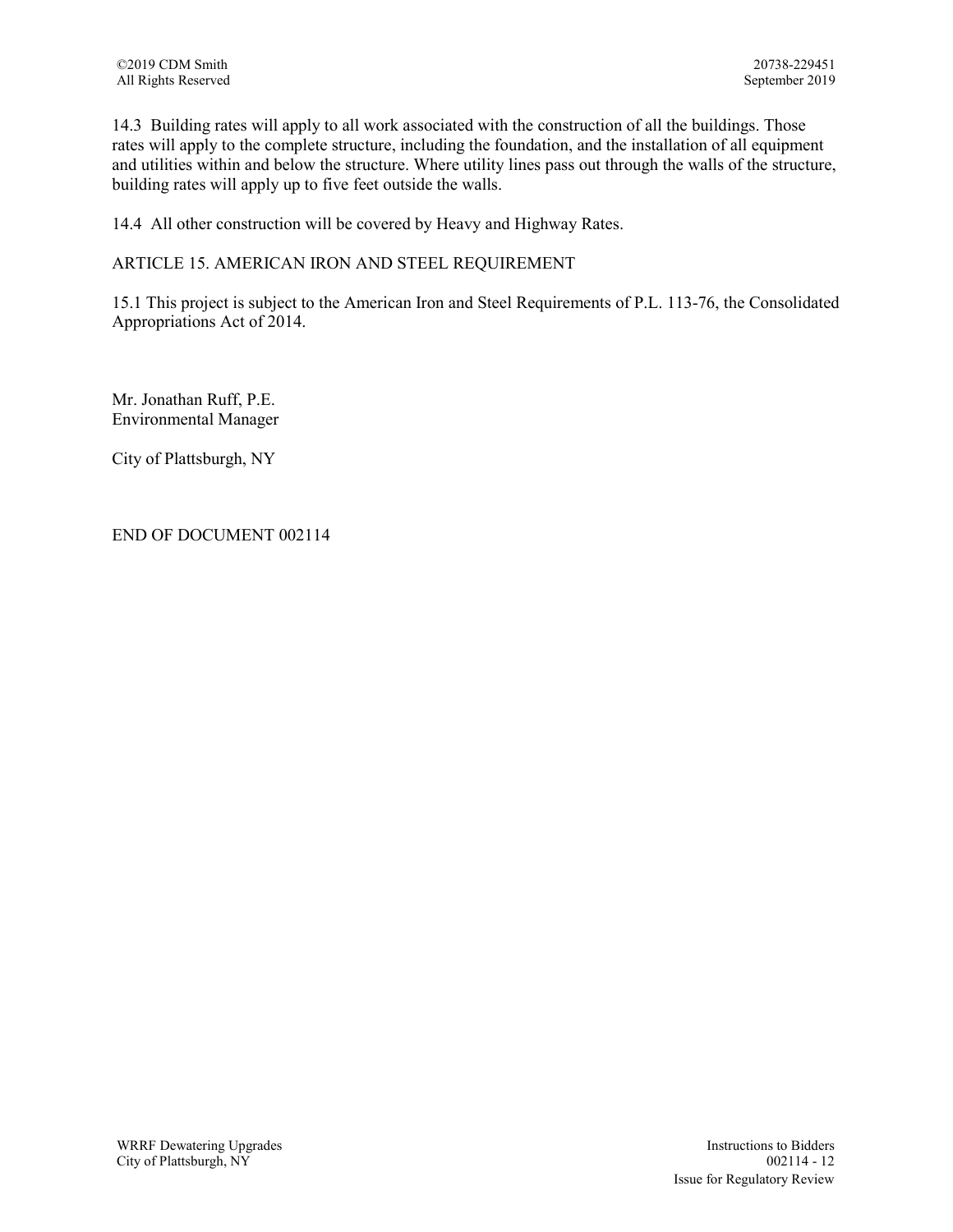14.3 Building rates will apply to all work associated with the construction of all the buildings. Those rates will apply to the complete structure, including the foundation, and the installation of all equipment and utilities within and below the structure. Where utility lines pass out through the walls of the structure, building rates will apply up to five feet outside the walls.

14.4 All other construction will be covered by Heavy and Highway Rates.

## ARTICLE 15. AMERICAN IRON AND STEEL REQUIREMENT

15.1 This project is subject to the American Iron and Steel Requirements of P.L. 113-76, the Consolidated Appropriations Act of 2014.

Mr. Jonathan Ruff, P.E.
Environmental Manager

City of Plattsburgh, NY

END OF DOCUMENT 002114